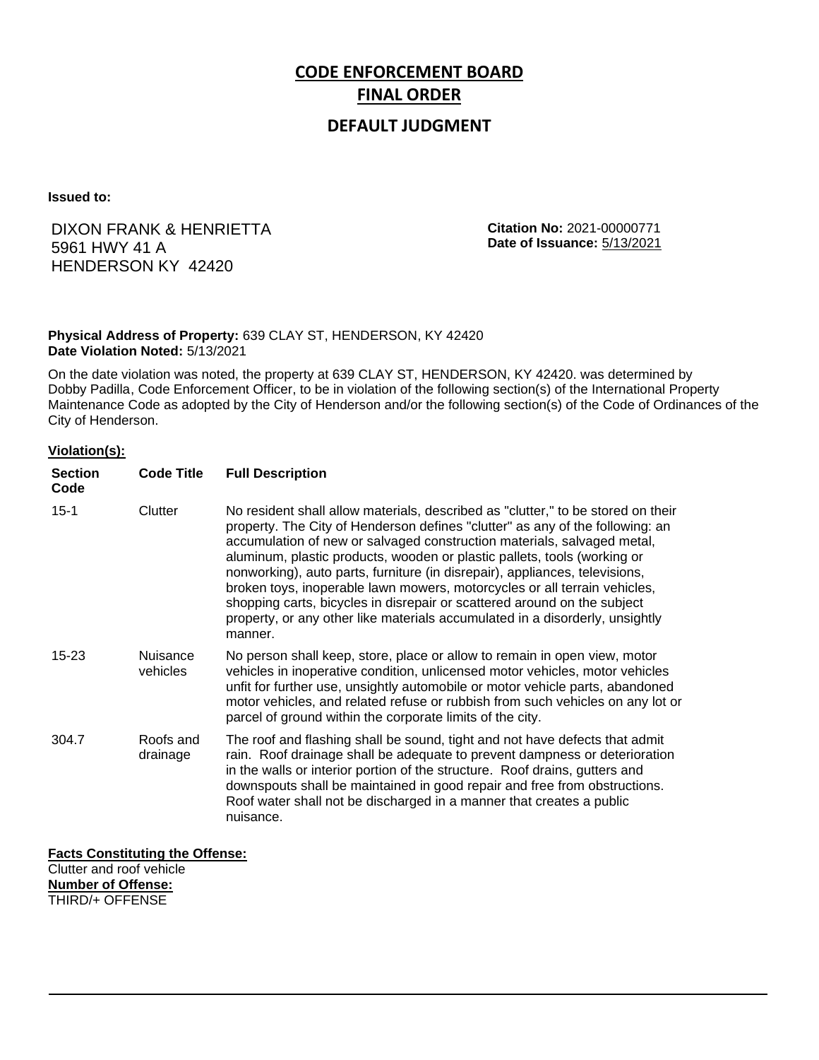# CODE ENFORCEMENT BOARD

## FINAL ORDER

### DEFAULT JUDGMENT

**Issued to:**

DIXON FRANK & HENRIETTA
5961 HWY 41 A
HENDERSON KY 42420

**Citation No:** 2021-00000771
**Date of Issuance:** 5/13/2021

**Physical Address of Property:** 639 CLAY ST, HENDERSON, KY 42420
**Date Violation Noted:** 5/13/2021

On the date violation was noted, the property at 639 CLAY ST, HENDERSON, KY 42420. was determined by Dobby Padilla, Code Enforcement Officer, to be in violation of the following section(s) of the International Property Maintenance Code as adopted by the City of Henderson and/or the following section(s) of the Code of Ordinances of the City of Henderson.

**Violation(s):**

| Section Code | Code Title | Full Description |
|---|---|---|
| 15-1 | Clutter | No resident shall allow materials, described as "clutter," to be stored on their property. The City of Henderson defines "clutter" as any of the following: an accumulation of new or salvaged construction materials, salvaged metal, aluminum, plastic products, wooden or plastic pallets, tools (working or nonworking), auto parts, furniture (in disrepair), appliances, televisions, broken toys, inoperable lawn mowers, motorcycles or all terrain vehicles, shopping carts, bicycles in disrepair or scattered around on the subject property, or any other like materials accumulated in a disorderly, unsightly manner. |
| 15-23 | Nuisance vehicles | No person shall keep, store, place or allow to remain in open view, motor vehicles in inoperative condition, unlicensed motor vehicles, motor vehicles unfit for further use, unsightly automobile or motor vehicle parts, abandoned motor vehicles, and related refuse or rubbish from such vehicles on any lot or parcel of ground within the corporate limits of the city. |
| 304.7 | Roofs and drainage | The roof and flashing shall be sound, tight and not have defects that admit rain. Roof drainage shall be adequate to prevent dampness or deterioration in the walls or interior portion of the structure. Roof drains, gutters and downspouts shall be maintained in good repair and free from obstructions. Roof water shall not be discharged in a manner that creates a public nuisance. |

**Facts Constituting the Offense:**
Clutter and roof vehicle
**Number of Offense:**
THIRD/+ OFFENSE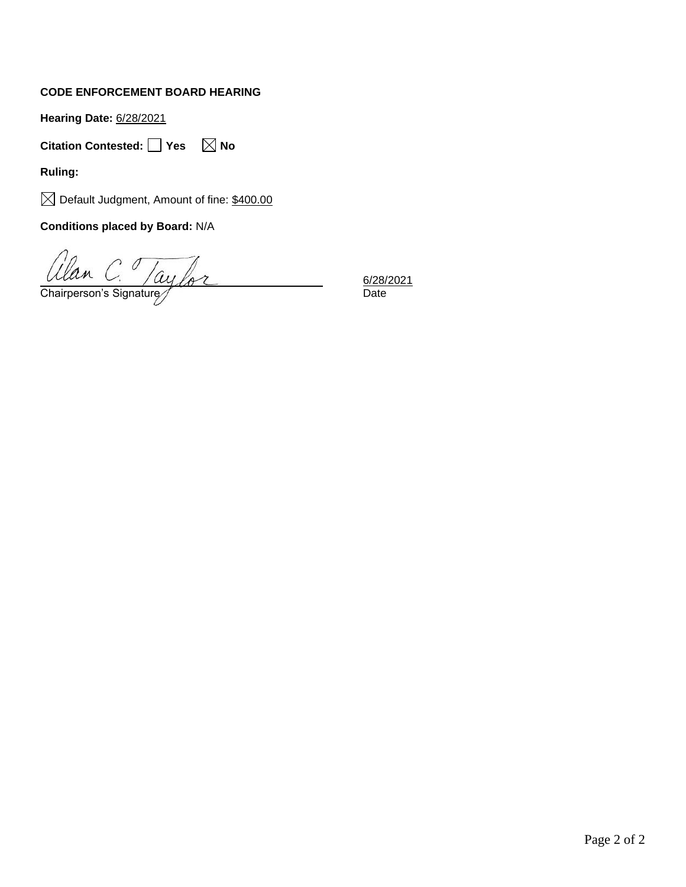**CODE ENFORCEMENT BOARD HEARING**

**Hearing Date:** 6/28/2021

**Citation Contested:** ☐ **Yes** ☒ **No**

**Ruling:**

☒ Default Judgment, Amount of fine: $400.00

**Conditions placed by Board:** N/A

Alan C. Taylor
Chairperson's Signature

6/28/2021
Date